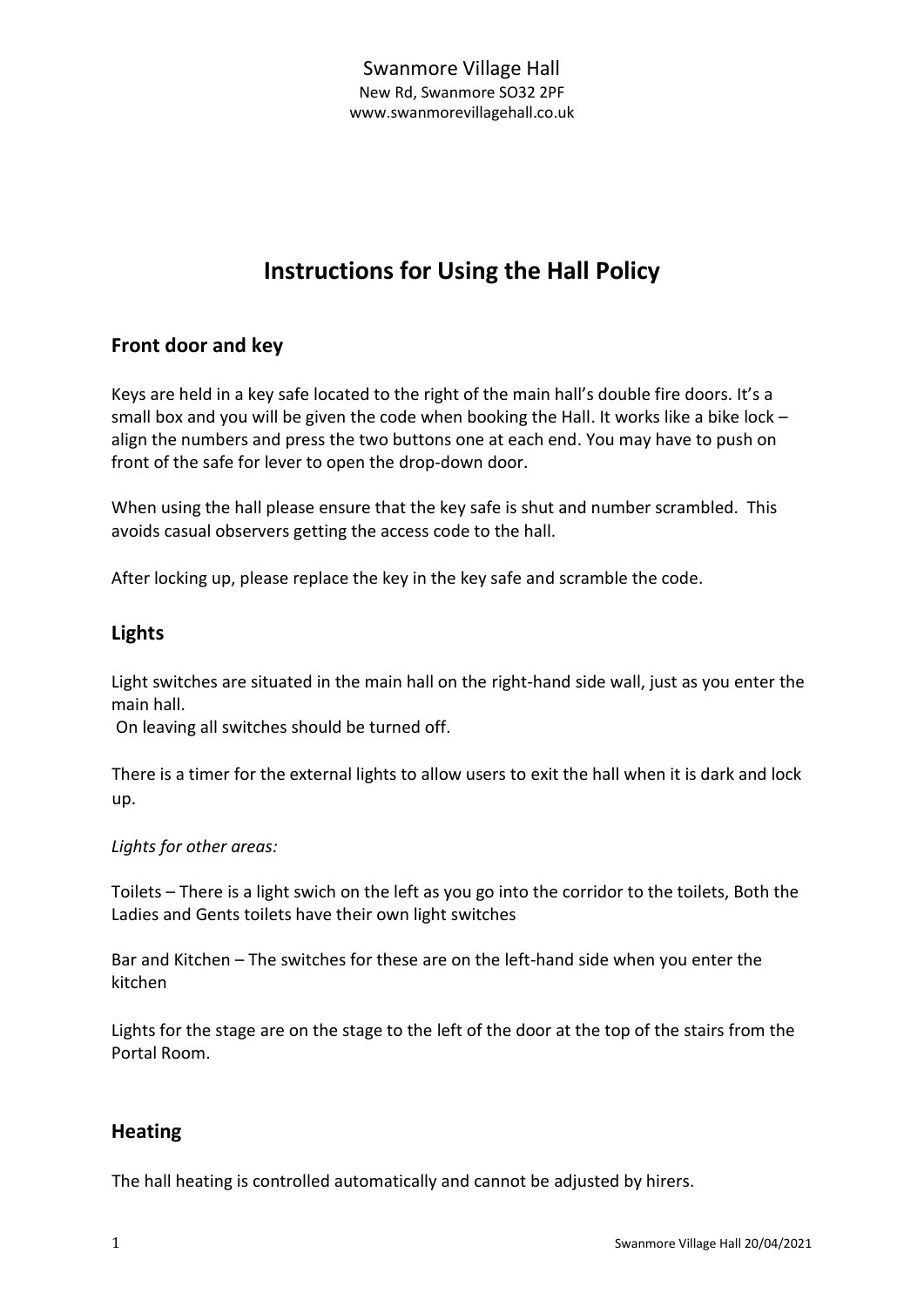Swanmore Village Hall
New Rd, Swanmore SO32 2PF
www.swanmorevillagehall.co.uk

# Instructions for Using the Hall Policy

## Front door and key

Keys are held in a key safe located to the right of the main hall's double fire doors. It's a small box and you will be given the code when booking the Hall. It works like a bike lock – align the numbers and press the two buttons one at each end. You may have to push on front of the safe for lever to open the drop-down door.

When using the hall please ensure that the key safe is shut and number scrambled. This avoids casual observers getting the access code to the hall.

After locking up, please replace the key in the key safe and scramble the code.

## Lights

Light switches are situated in the main hall on the right-hand side wall, just as you enter the main hall.
On leaving all switches should be turned off.

There is a timer for the external lights to allow users to exit the hall when it is dark and lock up.

*Lights for other areas:*

Toilets – There is a light swich on the left as you go into the corridor to the toilets, Both the Ladies and Gents toilets have their own light switches

Bar and Kitchen – The switches for these are on the left-hand side when you enter the kitchen

Lights for the stage are on the stage to the left of the door at the top of the stairs from the Portal Room.

## Heating

The hall heating is controlled automatically and cannot be adjusted by hirers.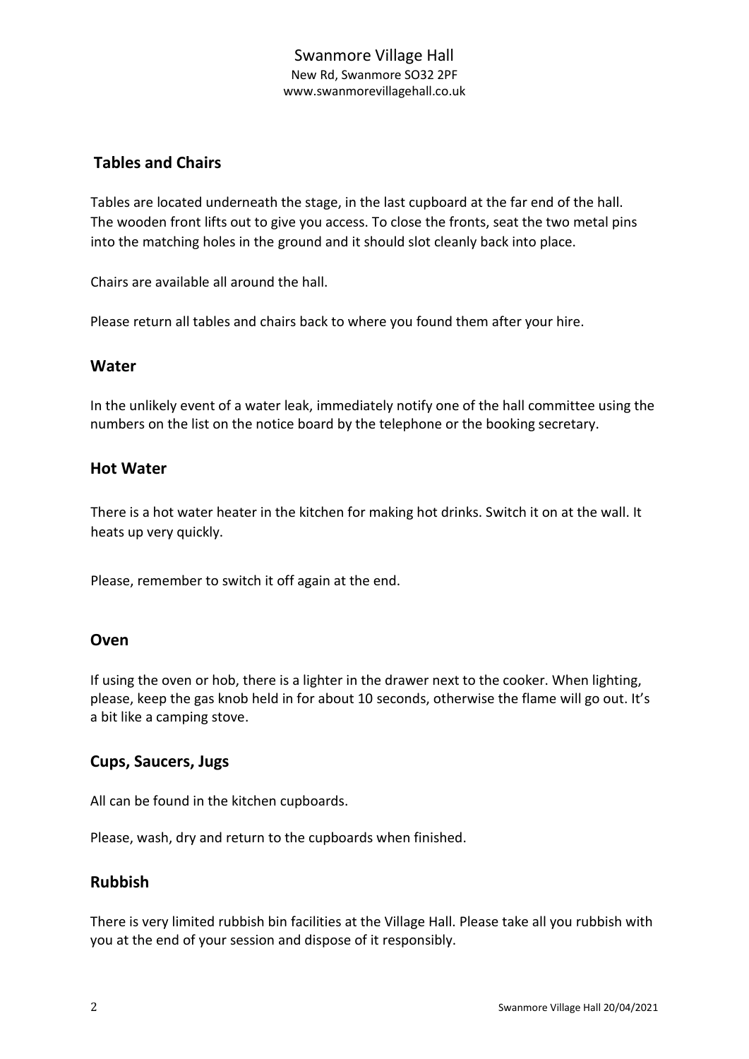## Tables and Chairs

Tables are located underneath the stage, in the last cupboard at the far end of the hall. The wooden front lifts out to give you access. To close the fronts, seat the two metal pins into the matching holes in the ground and it should slot cleanly back into place.

Chairs are available all around the hall.

Please return all tables and chairs back to where you found them after your hire.

## Water

In the unlikely event of a water leak, immediately notify one of the hall committee using the numbers on the list on the notice board by the telephone or the booking secretary.

## Hot Water

There is a hot water heater in the kitchen for making hot drinks. Switch it on at the wall. It heats up very quickly.

Please, remember to switch it off again at the end.

## Oven

If using the oven or hob, there is a lighter in the drawer next to the cooker. When lighting, please, keep the gas knob held in for about 10 seconds, otherwise the flame will go out. It's a bit like a camping stove.

## Cups, Saucers, Jugs

All can be found in the kitchen cupboards.

Please, wash, dry and return to the cupboards when finished.

## Rubbish

There is very limited rubbish bin facilities at the Village Hall. Please take all you rubbish with you at the end of your session and dispose of it responsibly.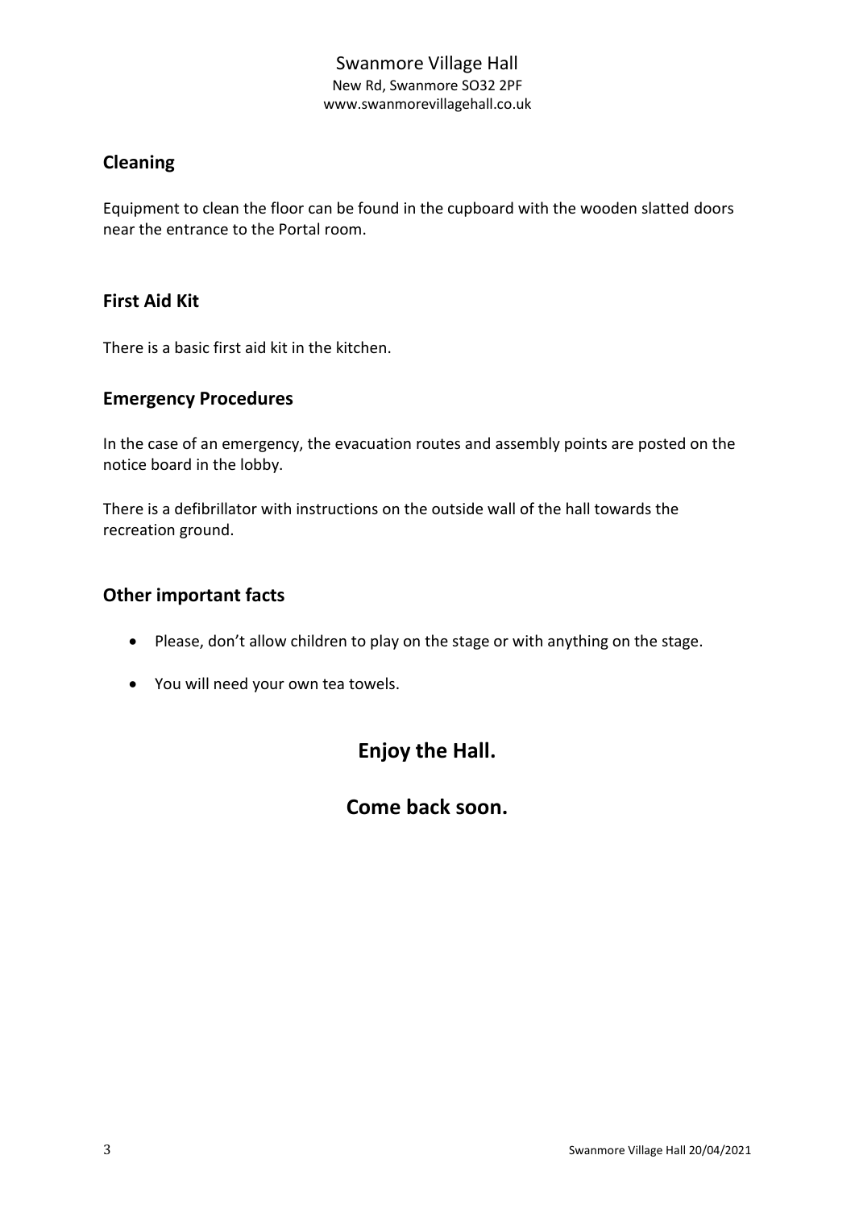## Cleaning

Equipment to clean the floor can be found in the cupboard with the wooden slatted doors near the entrance to the Portal room.

## First Aid Kit

There is a basic first aid kit in the kitchen.

## Emergency Procedures

In the case of an emergency, the evacuation routes and assembly points are posted on the notice board in the lobby.

There is a defibrillator with instructions on the outside wall of the hall towards the recreation ground.

## Other important facts

- Please, don't allow children to play on the stage or with anything on the stage.
- You will need your own tea towels.

**Enjoy the Hall.**

**Come back soon.**